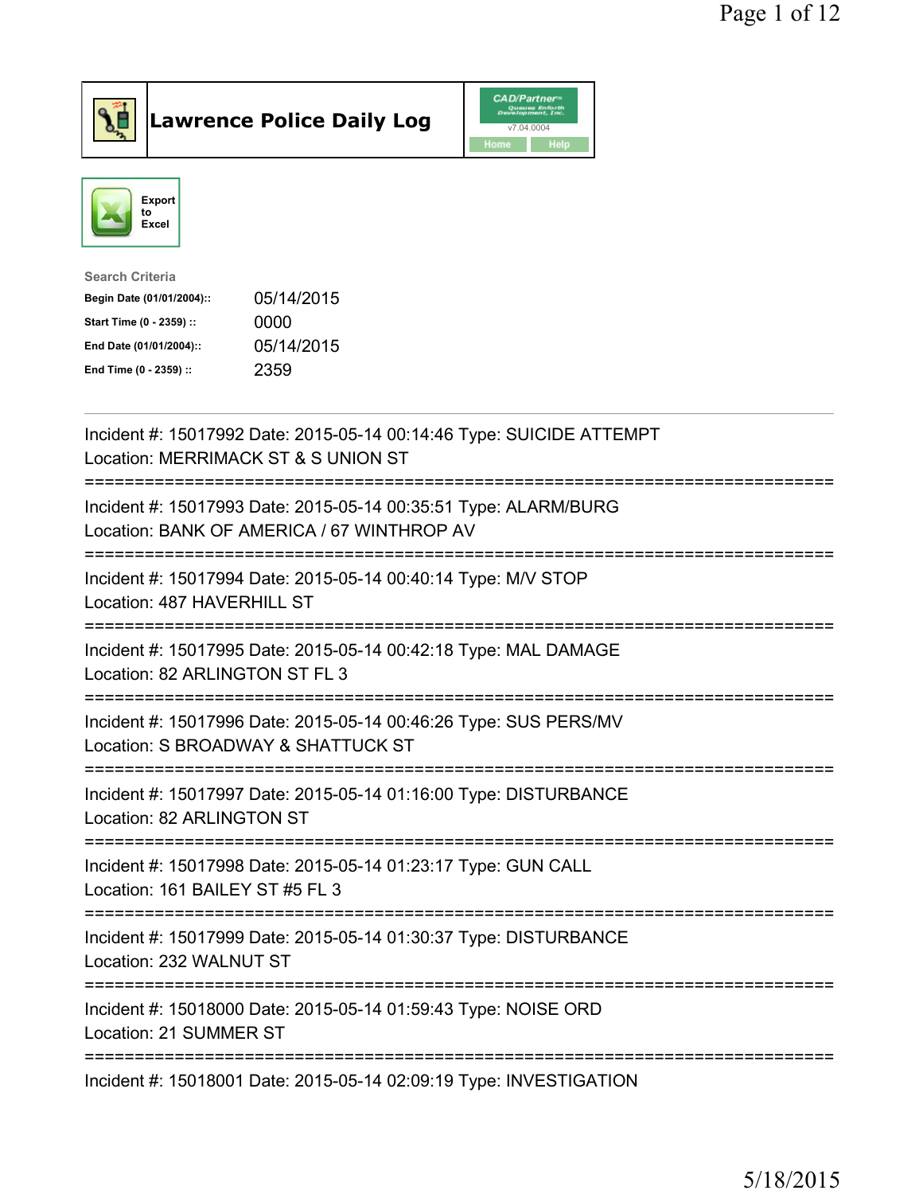# Lawrence Police Daily Log

Export to Excel

**Search Criteria**

| | |
|---|---|
| Begin Date (01/01/2004):: | 05/14/2015 |
| Start Time (0 - 2359) :: | 0000 |
| End Date (01/01/2004):: | 05/14/2015 |
| End Time (0 - 2359) :: | 2359 |

---

Incident #: 15017992 Date: 2015-05-14 00:14:46 Type: SUICIDE ATTEMPT
Location: MERRIMACK ST & S UNION ST

===========================================================================

Incident #: 15017993 Date: 2015-05-14 00:35:51 Type: ALARM/BURG
Location: BANK OF AMERICA / 67 WINTHROP AV

===========================================================================

Incident #: 15017994 Date: 2015-05-14 00:40:14 Type: M/V STOP
Location: 487 HAVERHILL ST

===========================================================================

Incident #: 15017995 Date: 2015-05-14 00:42:18 Type: MAL DAMAGE
Location: 82 ARLINGTON ST FL 3

===========================================================================

Incident #: 15017996 Date: 2015-05-14 00:46:26 Type: SUS PERS/MV
Location: S BROADWAY & SHATTUCK ST

===========================================================================

Incident #: 15017997 Date: 2015-05-14 01:16:00 Type: DISTURBANCE
Location: 82 ARLINGTON ST

===========================================================================

Incident #: 15017998 Date: 2015-05-14 01:23:17 Type: GUN CALL
Location: 161 BAILEY ST #5 FL 3

===========================================================================

Incident #: 15017999 Date: 2015-05-14 01:30:37 Type: DISTURBANCE
Location: 232 WALNUT ST

===========================================================================

Incident #: 15018000 Date: 2015-05-14 01:59:43 Type: NOISE ORD
Location: 21 SUMMER ST

===========================================================================

Incident #: 15018001 Date: 2015-05-14 02:09:19 Type: INVESTIGATION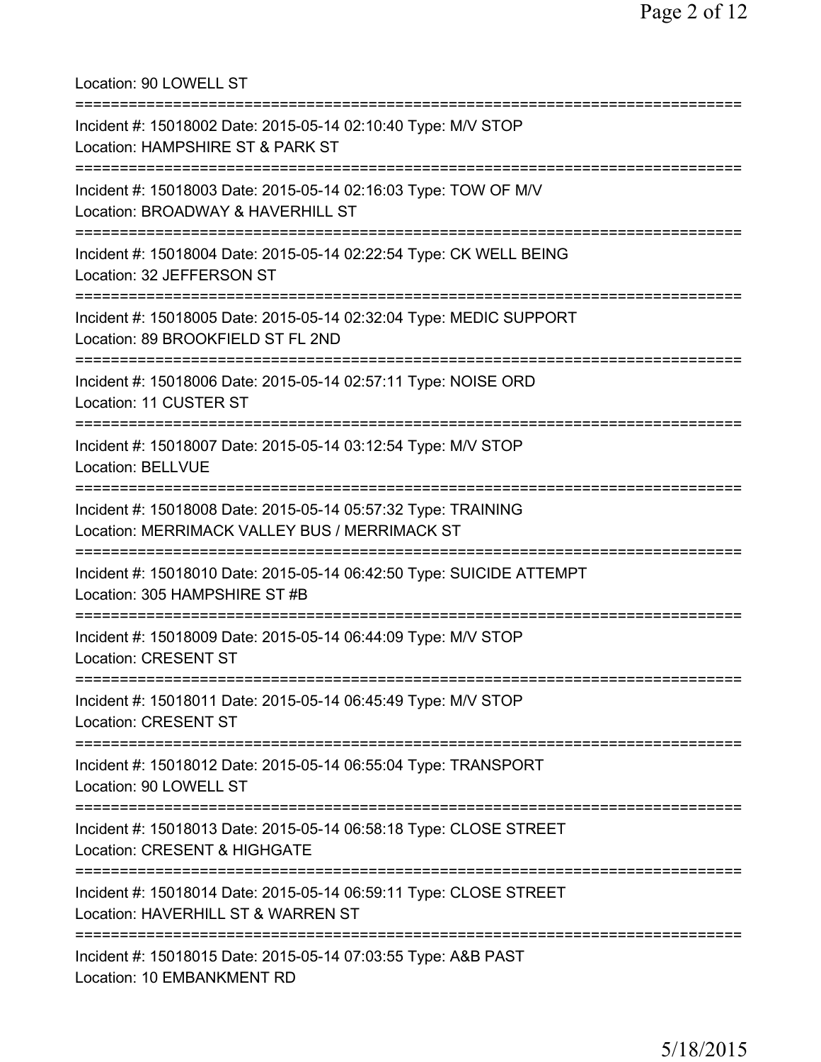Location: 90 LOWELL ST

===========================================================================

Incident #: 15018002 Date: 2015-05-14 02:10:40 Type: M/V STOP
Location: HAMPSHIRE ST & PARK ST

===========================================================================

Incident #: 15018003 Date: 2015-05-14 02:16:03 Type: TOW OF M/V
Location: BROADWAY & HAVERHILL ST

===========================================================================

Incident #: 15018004 Date: 2015-05-14 02:22:54 Type: CK WELL BEING
Location: 32 JEFFERSON ST

===========================================================================

Incident #: 15018005 Date: 2015-05-14 02:32:04 Type: MEDIC SUPPORT
Location: 89 BROOKFIELD ST FL 2ND

===========================================================================

Incident #: 15018006 Date: 2015-05-14 02:57:11 Type: NOISE ORD
Location: 11 CUSTER ST

===========================================================================

Incident #: 15018007 Date: 2015-05-14 03:12:54 Type: M/V STOP
Location: BELLVUE

===========================================================================

Incident #: 15018008 Date: 2015-05-14 05:57:32 Type: TRAINING
Location: MERRIMACK VALLEY BUS / MERRIMACK ST

===========================================================================

Incident #: 15018010 Date: 2015-05-14 06:42:50 Type: SUICIDE ATTEMPT
Location: 305 HAMPSHIRE ST #B

===========================================================================

Incident #: 15018009 Date: 2015-05-14 06:44:09 Type: M/V STOP
Location: CRESENT ST

===========================================================================

Incident #: 15018011 Date: 2015-05-14 06:45:49 Type: M/V STOP
Location: CRESENT ST

===========================================================================

Incident #: 15018012 Date: 2015-05-14 06:55:04 Type: TRANSPORT
Location: 90 LOWELL ST

===========================================================================

Incident #: 15018013 Date: 2015-05-14 06:58:18 Type: CLOSE STREET
Location: CRESENT & HIGHGATE

===========================================================================

Incident #: 15018014 Date: 2015-05-14 06:59:11 Type: CLOSE STREET
Location: HAVERHILL ST & WARREN ST

===========================================================================

Incident #: 15018015 Date: 2015-05-14 07:03:55 Type: A&B PAST
Location: 10 EMBANKMENT RD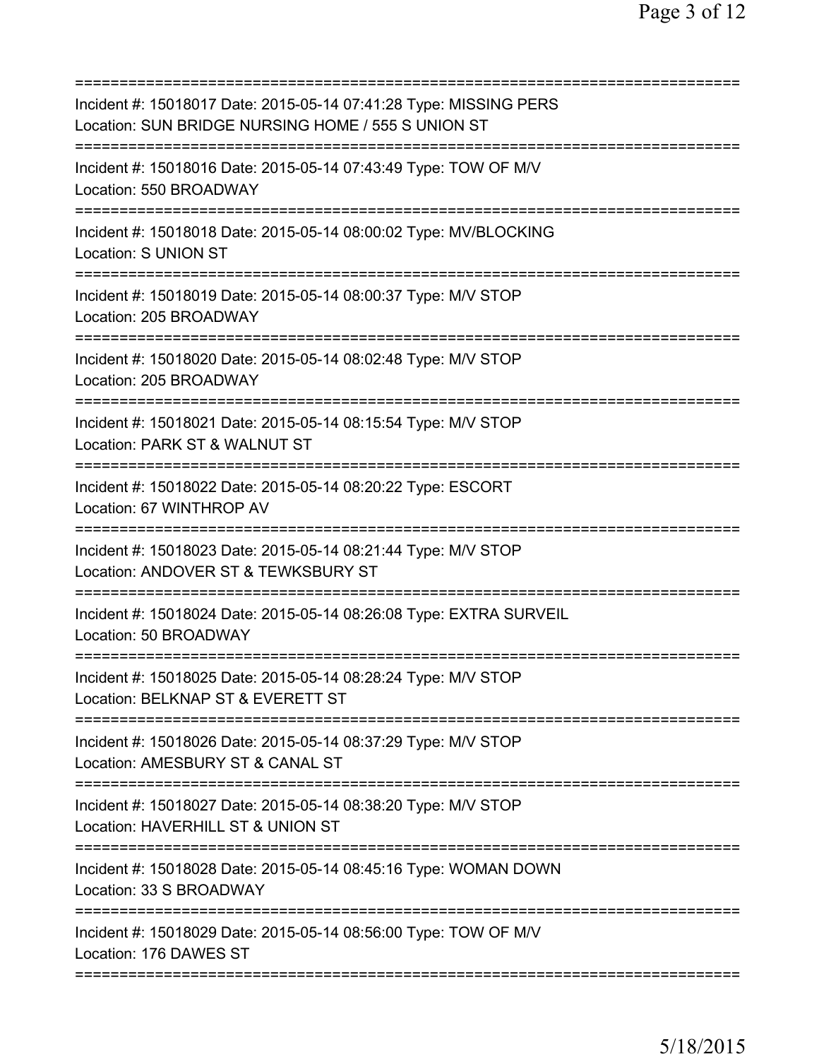===========================================================================
Incident #: 15018017 Date: 2015-05-14 07:41:28 Type: MISSING PERS
Location: SUN BRIDGE NURSING HOME / 555 S UNION ST
===========================================================================
Incident #: 15018016 Date: 2015-05-14 07:43:49 Type: TOW OF M/V
Location: 550 BROADWAY
===========================================================================
Incident #: 15018018 Date: 2015-05-14 08:00:02 Type: MV/BLOCKING
Location: S UNION ST
===========================================================================
Incident #: 15018019 Date: 2015-05-14 08:00:37 Type: M/V STOP
Location: 205 BROADWAY
===========================================================================
Incident #: 15018020 Date: 2015-05-14 08:02:48 Type: M/V STOP
Location: 205 BROADWAY
===========================================================================
Incident #: 15018021 Date: 2015-05-14 08:15:54 Type: M/V STOP
Location: PARK ST & WALNUT ST
===========================================================================
Incident #: 15018022 Date: 2015-05-14 08:20:22 Type: ESCORT
Location: 67 WINTHROP AV
===========================================================================
Incident #: 15018023 Date: 2015-05-14 08:21:44 Type: M/V STOP
Location: ANDOVER ST & TEWKSBURY ST
===========================================================================
Incident #: 15018024 Date: 2015-05-14 08:26:08 Type: EXTRA SURVEIL
Location: 50 BROADWAY
===========================================================================
Incident #: 15018025 Date: 2015-05-14 08:28:24 Type: M/V STOP
Location: BELKNAP ST & EVERETT ST
===========================================================================
Incident #: 15018026 Date: 2015-05-14 08:37:29 Type: M/V STOP
Location: AMESBURY ST & CANAL ST
===========================================================================
Incident #: 15018027 Date: 2015-05-14 08:38:20 Type: M/V STOP
Location: HAVERHILL ST & UNION ST
===========================================================================
Incident #: 15018028 Date: 2015-05-14 08:45:16 Type: WOMAN DOWN
Location: 33 S BROADWAY
===========================================================================
Incident #: 15018029 Date: 2015-05-14 08:56:00 Type: TOW OF M/V
Location: 176 DAWES ST
===========================================================================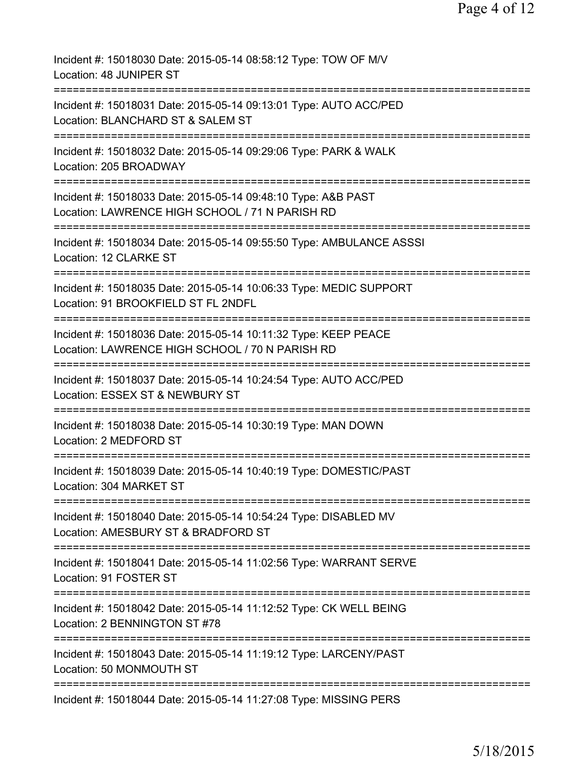Incident #: 15018030 Date: 2015-05-14 08:58:12 Type: TOW OF M/V
Location: 48 JUNIPER ST

===========================================================================

Incident #: 15018031 Date: 2015-05-14 09:13:01 Type: AUTO ACC/PED
Location: BLANCHARD ST & SALEM ST

===========================================================================

Incident #: 15018032 Date: 2015-05-14 09:29:06 Type: PARK & WALK
Location: 205 BROADWAY

===========================================================================

Incident #: 15018033 Date: 2015-05-14 09:48:10 Type: A&B PAST
Location: LAWRENCE HIGH SCHOOL / 71 N PARISH RD

===========================================================================

Incident #: 15018034 Date: 2015-05-14 09:55:50 Type: AMBULANCE ASSSI
Location: 12 CLARKE ST

===========================================================================

Incident #: 15018035 Date: 2015-05-14 10:06:33 Type: MEDIC SUPPORT
Location: 91 BROOKFIELD ST FL 2NDFL

===========================================================================

Incident #: 15018036 Date: 2015-05-14 10:11:32 Type: KEEP PEACE
Location: LAWRENCE HIGH SCHOOL / 70 N PARISH RD

===========================================================================

Incident #: 15018037 Date: 2015-05-14 10:24:54 Type: AUTO ACC/PED
Location: ESSEX ST & NEWBURY ST

===========================================================================

Incident #: 15018038 Date: 2015-05-14 10:30:19 Type: MAN DOWN
Location: 2 MEDFORD ST

===========================================================================

Incident #: 15018039 Date: 2015-05-14 10:40:19 Type: DOMESTIC/PAST
Location: 304 MARKET ST

===========================================================================

Incident #: 15018040 Date: 2015-05-14 10:54:24 Type: DISABLED MV
Location: AMESBURY ST & BRADFORD ST

===========================================================================

Incident #: 15018041 Date: 2015-05-14 11:02:56 Type: WARRANT SERVE
Location: 91 FOSTER ST

===========================================================================

Incident #: 15018042 Date: 2015-05-14 11:12:52 Type: CK WELL BEING
Location: 2 BENNINGTON ST #78

===========================================================================

Incident #: 15018043 Date: 2015-05-14 11:19:12 Type: LARCENY/PAST
Location: 50 MONMOUTH ST

===========================================================================

Incident #: 15018044 Date: 2015-05-14 11:27:08 Type: MISSING PERS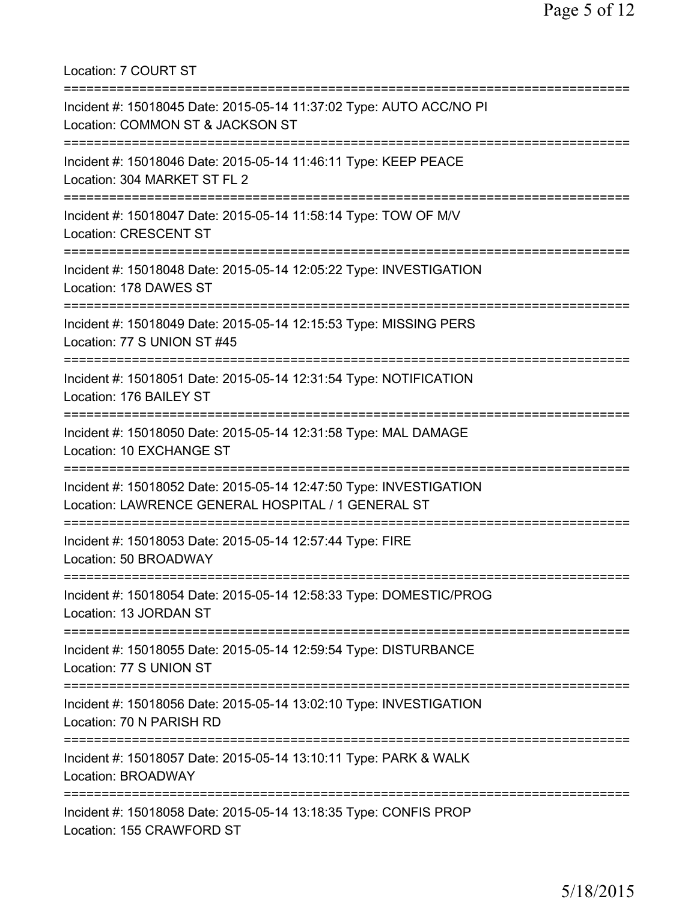Location: 7 COURT ST

===========================================================================

Incident #: 15018045 Date: 2015-05-14 11:37:02 Type: AUTO ACC/NO PI
Location: COMMON ST & JACKSON ST

===========================================================================

Incident #: 15018046 Date: 2015-05-14 11:46:11 Type: KEEP PEACE
Location: 304 MARKET ST FL 2

===========================================================================

Incident #: 15018047 Date: 2015-05-14 11:58:14 Type: TOW OF M/V
Location: CRESCENT ST

===========================================================================

Incident #: 15018048 Date: 2015-05-14 12:05:22 Type: INVESTIGATION
Location: 178 DAWES ST

===========================================================================

Incident #: 15018049 Date: 2015-05-14 12:15:53 Type: MISSING PERS
Location: 77 S UNION ST #45

===========================================================================

Incident #: 15018051 Date: 2015-05-14 12:31:54 Type: NOTIFICATION
Location: 176 BAILEY ST

===========================================================================

Incident #: 15018050 Date: 2015-05-14 12:31:58 Type: MAL DAMAGE
Location: 10 EXCHANGE ST

===========================================================================

Incident #: 15018052 Date: 2015-05-14 12:47:50 Type: INVESTIGATION
Location: LAWRENCE GENERAL HOSPITAL / 1 GENERAL ST

===========================================================================

Incident #: 15018053 Date: 2015-05-14 12:57:44 Type: FIRE
Location: 50 BROADWAY

===========================================================================

Incident #: 15018054 Date: 2015-05-14 12:58:33 Type: DOMESTIC/PROG
Location: 13 JORDAN ST

===========================================================================

Incident #: 15018055 Date: 2015-05-14 12:59:54 Type: DISTURBANCE
Location: 77 S UNION ST

===========================================================================

Incident #: 15018056 Date: 2015-05-14 13:02:10 Type: INVESTIGATION
Location: 70 N PARISH RD

===========================================================================

Incident #: 15018057 Date: 2015-05-14 13:10:11 Type: PARK & WALK
Location: BROADWAY

===========================================================================

Incident #: 15018058 Date: 2015-05-14 13:18:35 Type: CONFIS PROP
Location: 155 CRAWFORD ST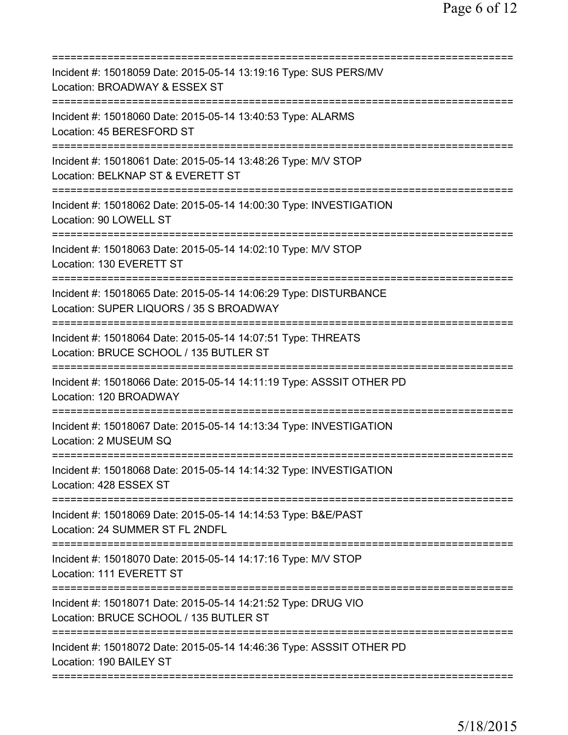===========================================================================
Incident #: 15018059 Date: 2015-05-14 13:19:16 Type: SUS PERS/MV
Location: BROADWAY & ESSEX ST
===========================================================================
Incident #: 15018060 Date: 2015-05-14 13:40:53 Type: ALARMS
Location: 45 BERESFORD ST
===========================================================================
Incident #: 15018061 Date: 2015-05-14 13:48:26 Type: M/V STOP
Location: BELKNAP ST & EVERETT ST
===========================================================================
Incident #: 15018062 Date: 2015-05-14 14:00:30 Type: INVESTIGATION
Location: 90 LOWELL ST
===========================================================================
Incident #: 15018063 Date: 2015-05-14 14:02:10 Type: M/V STOP
Location: 130 EVERETT ST
===========================================================================
Incident #: 15018065 Date: 2015-05-14 14:06:29 Type: DISTURBANCE
Location: SUPER LIQUORS / 35 S BROADWAY
===========================================================================
Incident #: 15018064 Date: 2015-05-14 14:07:51 Type: THREATS
Location: BRUCE SCHOOL / 135 BUTLER ST
===========================================================================
Incident #: 15018066 Date: 2015-05-14 14:11:19 Type: ASSSIT OTHER PD
Location: 120 BROADWAY
===========================================================================
Incident #: 15018067 Date: 2015-05-14 14:13:34 Type: INVESTIGATION
Location: 2 MUSEUM SQ
===========================================================================
Incident #: 15018068 Date: 2015-05-14 14:14:32 Type: INVESTIGATION
Location: 428 ESSEX ST
===========================================================================
Incident #: 15018069 Date: 2015-05-14 14:14:53 Type: B&E/PAST
Location: 24 SUMMER ST FL 2NDFL
===========================================================================
Incident #: 15018070 Date: 2015-05-14 14:17:16 Type: M/V STOP
Location: 111 EVERETT ST
===========================================================================
Incident #: 15018071 Date: 2015-05-14 14:21:52 Type: DRUG VIO
Location: BRUCE SCHOOL / 135 BUTLER ST
===========================================================================
Incident #: 15018072 Date: 2015-05-14 14:46:36 Type: ASSSIT OTHER PD
Location: 190 BAILEY ST
===========================================================================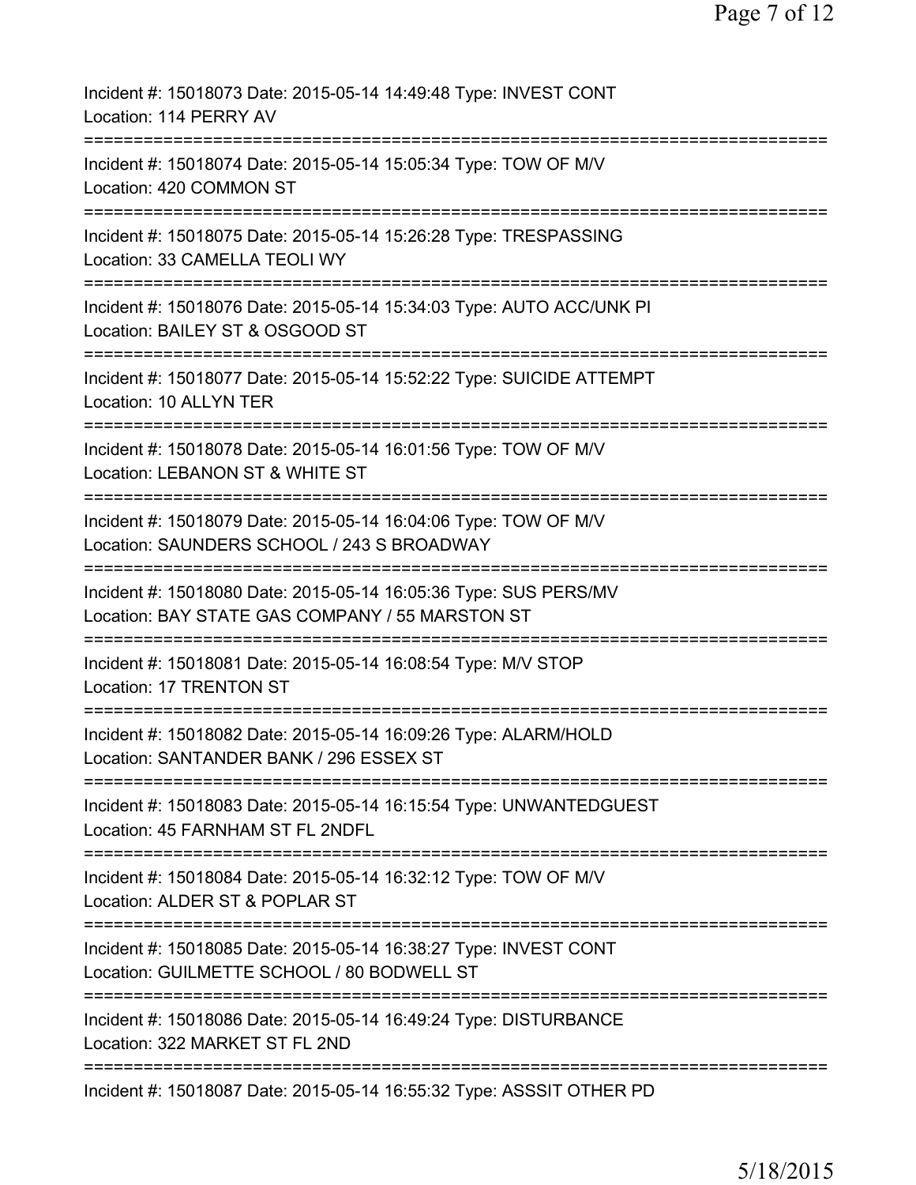Incident #: 15018073 Date: 2015-05-14 14:49:48 Type: INVEST CONT
Location: 114 PERRY AV

===========================================================================

Incident #: 15018074 Date: 2015-05-14 15:05:34 Type: TOW OF M/V
Location: 420 COMMON ST

===========================================================================

Incident #: 15018075 Date: 2015-05-14 15:26:28 Type: TRESPASSING
Location: 33 CAMELLA TEOLI WY

===========================================================================

Incident #: 15018076 Date: 2015-05-14 15:34:03 Type: AUTO ACC/UNK PI
Location: BAILEY ST & OSGOOD ST

===========================================================================

Incident #: 15018077 Date: 2015-05-14 15:52:22 Type: SUICIDE ATTEMPT
Location: 10 ALLYN TER

===========================================================================

Incident #: 15018078 Date: 2015-05-14 16:01:56 Type: TOW OF M/V
Location: LEBANON ST & WHITE ST

===========================================================================

Incident #: 15018079 Date: 2015-05-14 16:04:06 Type: TOW OF M/V
Location: SAUNDERS SCHOOL / 243 S BROADWAY

===========================================================================

Incident #: 15018080 Date: 2015-05-14 16:05:36 Type: SUS PERS/MV
Location: BAY STATE GAS COMPANY / 55 MARSTON ST

===========================================================================

Incident #: 15018081 Date: 2015-05-14 16:08:54 Type: M/V STOP
Location: 17 TRENTON ST

===========================================================================

Incident #: 15018082 Date: 2015-05-14 16:09:26 Type: ALARM/HOLD
Location: SANTANDER BANK / 296 ESSEX ST

===========================================================================

Incident #: 15018083 Date: 2015-05-14 16:15:54 Type: UNWANTEDGUEST
Location: 45 FARNHAM ST FL 2NDFL

===========================================================================

Incident #: 15018084 Date: 2015-05-14 16:32:12 Type: TOW OF M/V
Location: ALDER ST & POPLAR ST

===========================================================================

Incident #: 15018085 Date: 2015-05-14 16:38:27 Type: INVEST CONT
Location: GUILMETTE SCHOOL / 80 BODWELL ST

===========================================================================

Incident #: 15018086 Date: 2015-05-14 16:49:24 Type: DISTURBANCE
Location: 322 MARKET ST FL 2ND

===========================================================================

Incident #: 15018087 Date: 2015-05-14 16:55:32 Type: ASSSIT OTHER PD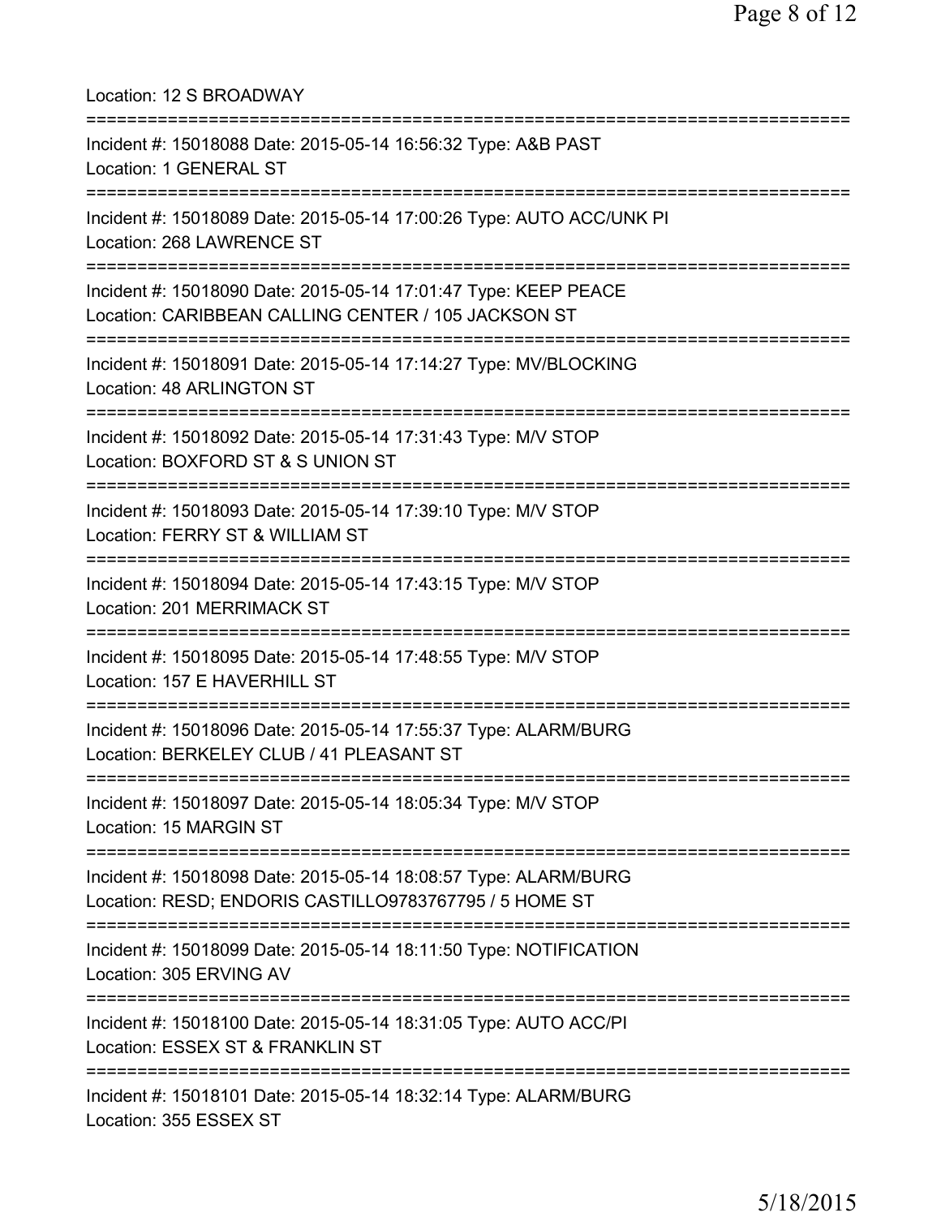Location: 12 S BROADWAY

===========================================================================

Incident #: 15018088 Date: 2015-05-14 16:56:32 Type: A&B PAST
Location: 1 GENERAL ST

===========================================================================

Incident #: 15018089 Date: 2015-05-14 17:00:26 Type: AUTO ACC/UNK PI
Location: 268 LAWRENCE ST

===========================================================================

Incident #: 15018090 Date: 2015-05-14 17:01:47 Type: KEEP PEACE
Location: CARIBBEAN CALLING CENTER / 105 JACKSON ST

===========================================================================

Incident #: 15018091 Date: 2015-05-14 17:14:27 Type: MV/BLOCKING
Location: 48 ARLINGTON ST

===========================================================================

Incident #: 15018092 Date: 2015-05-14 17:31:43 Type: M/V STOP
Location: BOXFORD ST & S UNION ST

===========================================================================

Incident #: 15018093 Date: 2015-05-14 17:39:10 Type: M/V STOP
Location: FERRY ST & WILLIAM ST

===========================================================================

Incident #: 15018094 Date: 2015-05-14 17:43:15 Type: M/V STOP
Location: 201 MERRIMACK ST

===========================================================================

Incident #: 15018095 Date: 2015-05-14 17:48:55 Type: M/V STOP
Location: 157 E HAVERHILL ST

===========================================================================

Incident #: 15018096 Date: 2015-05-14 17:55:37 Type: ALARM/BURG
Location: BERKELEY CLUB / 41 PLEASANT ST

===========================================================================

Incident #: 15018097 Date: 2015-05-14 18:05:34 Type: M/V STOP
Location: 15 MARGIN ST

===========================================================================

Incident #: 15018098 Date: 2015-05-14 18:08:57 Type: ALARM/BURG
Location: RESD; ENDORIS CASTILLO9783767795 / 5 HOME ST

===========================================================================

Incident #: 15018099 Date: 2015-05-14 18:11:50 Type: NOTIFICATION
Location: 305 ERVING AV

===========================================================================

Incident #: 15018100 Date: 2015-05-14 18:31:05 Type: AUTO ACC/PI
Location: ESSEX ST & FRANKLIN ST

===========================================================================

Incident #: 15018101 Date: 2015-05-14 18:32:14 Type: ALARM/BURG
Location: 355 ESSEX ST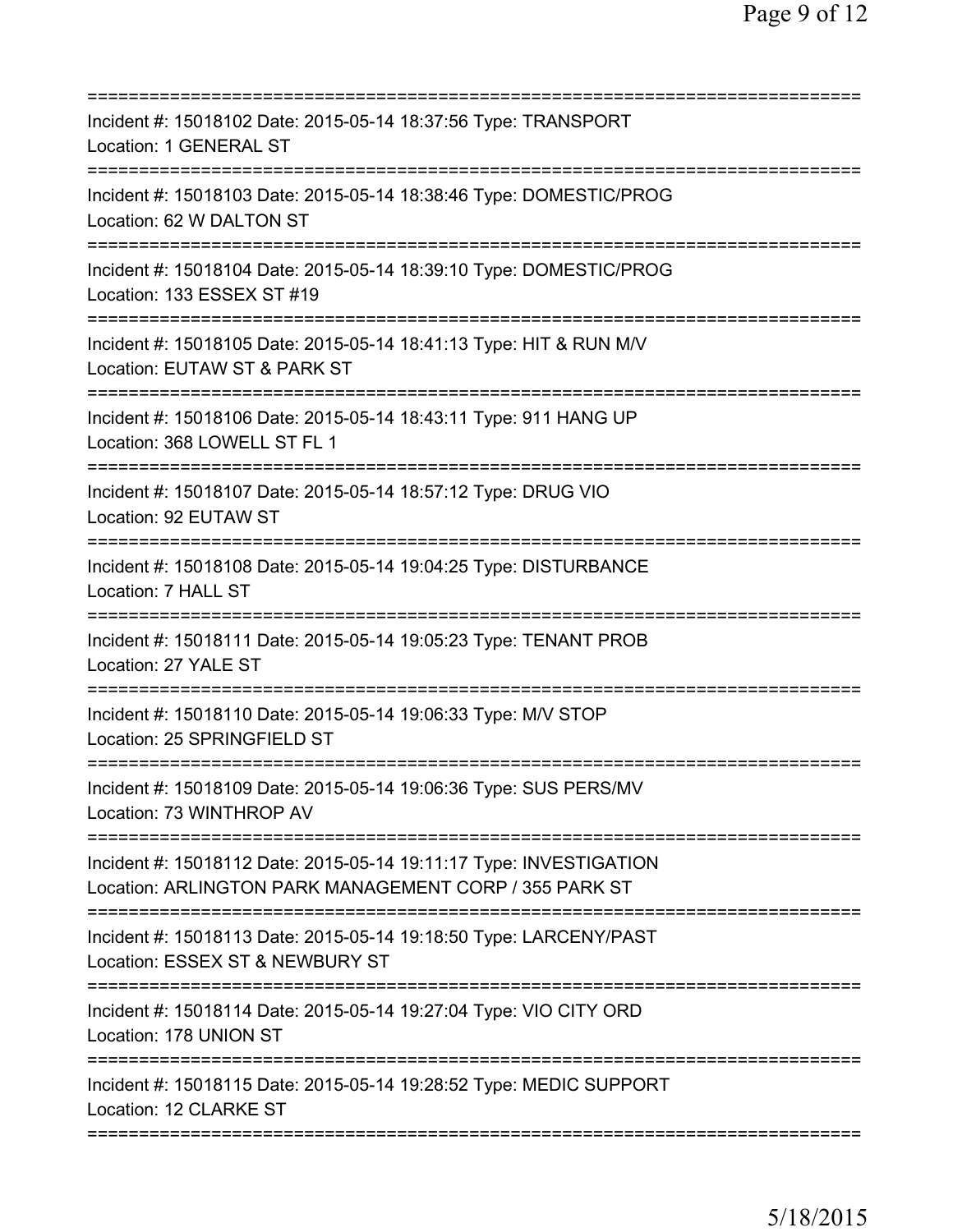===========================================================================

Incident #: 15018102 Date: 2015-05-14 18:37:56 Type: TRANSPORT
Location: 1 GENERAL ST

===========================================================================

Incident #: 15018103 Date: 2015-05-14 18:38:46 Type: DOMESTIC/PROG
Location: 62 W DALTON ST

===========================================================================

Incident #: 15018104 Date: 2015-05-14 18:39:10 Type: DOMESTIC/PROG
Location: 133 ESSEX ST #19

===========================================================================

Incident #: 15018105 Date: 2015-05-14 18:41:13 Type: HIT & RUN M/V
Location: EUTAW ST & PARK ST

===========================================================================

Incident #: 15018106 Date: 2015-05-14 18:43:11 Type: 911 HANG UP
Location: 368 LOWELL ST FL 1

===========================================================================

Incident #: 15018107 Date: 2015-05-14 18:57:12 Type: DRUG VIO
Location: 92 EUTAW ST

===========================================================================

Incident #: 15018108 Date: 2015-05-14 19:04:25 Type: DISTURBANCE
Location: 7 HALL ST

===========================================================================

Incident #: 15018111 Date: 2015-05-14 19:05:23 Type: TENANT PROB
Location: 27 YALE ST

===========================================================================

Incident #: 15018110 Date: 2015-05-14 19:06:33 Type: M/V STOP
Location: 25 SPRINGFIELD ST

===========================================================================

Incident #: 15018109 Date: 2015-05-14 19:06:36 Type: SUS PERS/MV
Location: 73 WINTHROP AV

===========================================================================

Incident #: 15018112 Date: 2015-05-14 19:11:17 Type: INVESTIGATION
Location: ARLINGTON PARK MANAGEMENT CORP / 355 PARK ST

===========================================================================

Incident #: 15018113 Date: 2015-05-14 19:18:50 Type: LARCENY/PAST
Location: ESSEX ST & NEWBURY ST

===========================================================================

Incident #: 15018114 Date: 2015-05-14 19:27:04 Type: VIO CITY ORD
Location: 178 UNION ST

===========================================================================

Incident #: 15018115 Date: 2015-05-14 19:28:52 Type: MEDIC SUPPORT
Location: 12 CLARKE ST

===========================================================================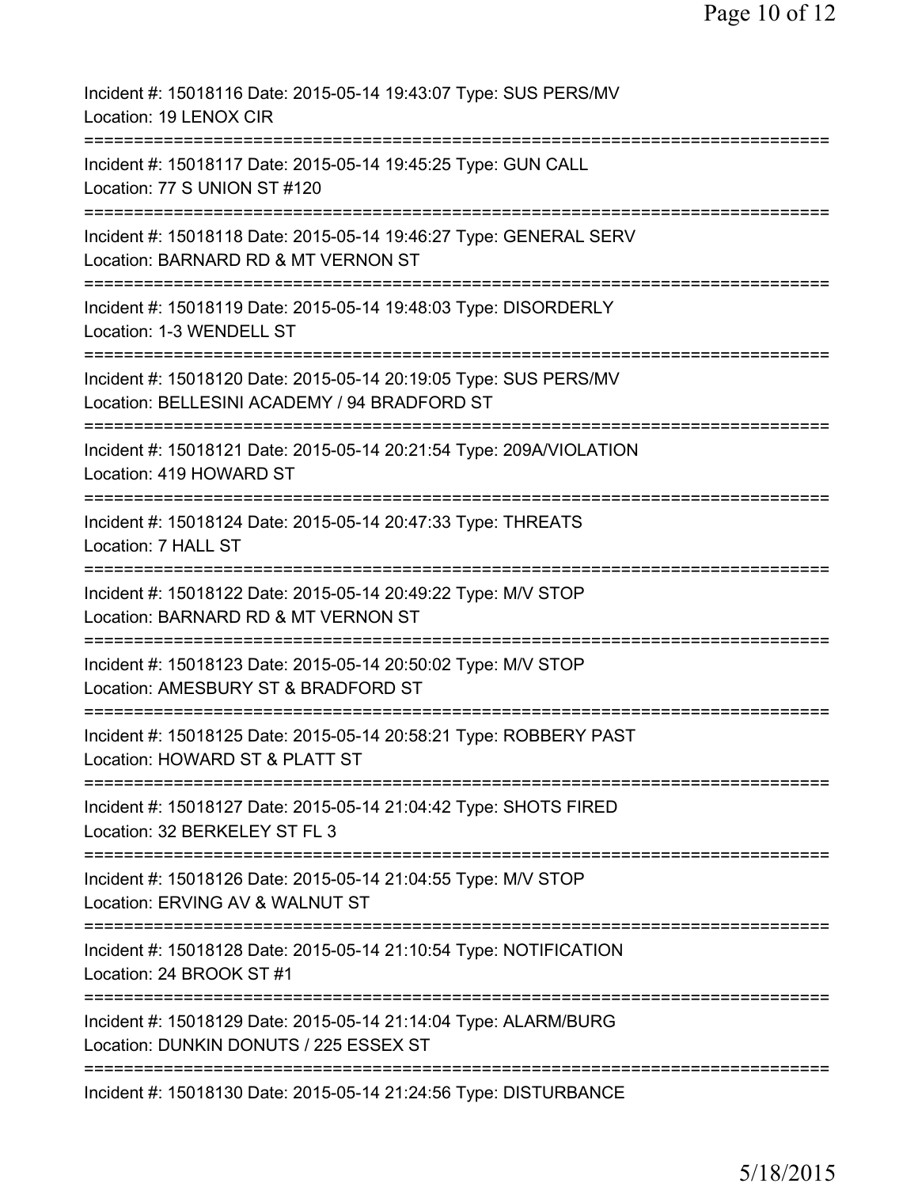Incident #: 15018116 Date: 2015-05-14 19:43:07 Type: SUS PERS/MV
Location: 19 LENOX CIR
===========================================================================
Incident #: 15018117 Date: 2015-05-14 19:45:25 Type: GUN CALL
Location: 77 S UNION ST #120
===========================================================================
Incident #: 15018118 Date: 2015-05-14 19:46:27 Type: GENERAL SERV
Location: BARNARD RD & MT VERNON ST
===========================================================================
Incident #: 15018119 Date: 2015-05-14 19:48:03 Type: DISORDERLY
Location: 1-3 WENDELL ST
===========================================================================
Incident #: 15018120 Date: 2015-05-14 20:19:05 Type: SUS PERS/MV
Location: BELLESINI ACADEMY / 94 BRADFORD ST
===========================================================================
Incident #: 15018121 Date: 2015-05-14 20:21:54 Type: 209A/VIOLATION
Location: 419 HOWARD ST
===========================================================================
Incident #: 15018124 Date: 2015-05-14 20:47:33 Type: THREATS
Location: 7 HALL ST
===========================================================================
Incident #: 15018122 Date: 2015-05-14 20:49:22 Type: M/V STOP
Location: BARNARD RD & MT VERNON ST
===========================================================================
Incident #: 15018123 Date: 2015-05-14 20:50:02 Type: M/V STOP
Location: AMESBURY ST & BRADFORD ST
===========================================================================
Incident #: 15018125 Date: 2015-05-14 20:58:21 Type: ROBBERY PAST
Location: HOWARD ST & PLATT ST
===========================================================================
Incident #: 15018127 Date: 2015-05-14 21:04:42 Type: SHOTS FIRED
Location: 32 BERKELEY ST FL 3
===========================================================================
Incident #: 15018126 Date: 2015-05-14 21:04:55 Type: M/V STOP
Location: ERVING AV & WALNUT ST
===========================================================================
Incident #: 15018128 Date: 2015-05-14 21:10:54 Type: NOTIFICATION
Location: 24 BROOK ST #1
===========================================================================
Incident #: 15018129 Date: 2015-05-14 21:14:04 Type: ALARM/BURG
Location: DUNKIN DONUTS / 225 ESSEX ST
===========================================================================
Incident #: 15018130 Date: 2015-05-14 21:24:56 Type: DISTURBANCE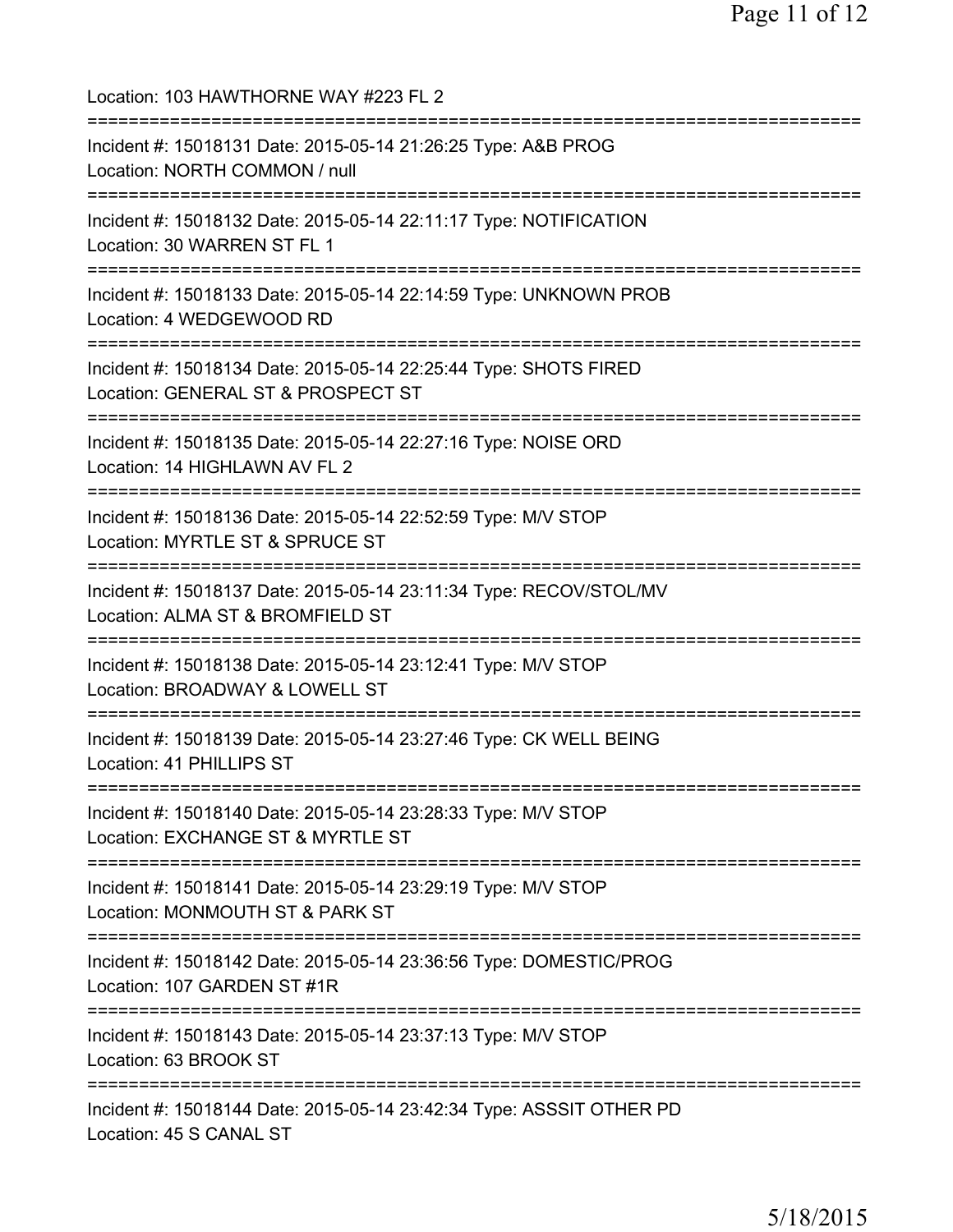Location: 103 HAWTHORNE WAY #223 FL 2

===========================================================================

Incident #: 15018131 Date: 2015-05-14 21:26:25 Type: A&B PROG
Location: NORTH COMMON / null

===========================================================================

Incident #: 15018132 Date: 2015-05-14 22:11:17 Type: NOTIFICATION
Location: 30 WARREN ST FL 1

===========================================================================

Incident #: 15018133 Date: 2015-05-14 22:14:59 Type: UNKNOWN PROB
Location: 4 WEDGEWOOD RD

===========================================================================

Incident #: 15018134 Date: 2015-05-14 22:25:44 Type: SHOTS FIRED
Location: GENERAL ST & PROSPECT ST

===========================================================================

Incident #: 15018135 Date: 2015-05-14 22:27:16 Type: NOISE ORD
Location: 14 HIGHLAWN AV FL 2

===========================================================================

Incident #: 15018136 Date: 2015-05-14 22:52:59 Type: M/V STOP
Location: MYRTLE ST & SPRUCE ST

===========================================================================

Incident #: 15018137 Date: 2015-05-14 23:11:34 Type: RECOV/STOL/MV
Location: ALMA ST & BROMFIELD ST

===========================================================================

Incident #: 15018138 Date: 2015-05-14 23:12:41 Type: M/V STOP
Location: BROADWAY & LOWELL ST

===========================================================================

Incident #: 15018139 Date: 2015-05-14 23:27:46 Type: CK WELL BEING
Location: 41 PHILLIPS ST

===========================================================================

Incident #: 15018140 Date: 2015-05-14 23:28:33 Type: M/V STOP
Location: EXCHANGE ST & MYRTLE ST

===========================================================================

Incident #: 15018141 Date: 2015-05-14 23:29:19 Type: M/V STOP
Location: MONMOUTH ST & PARK ST

===========================================================================

Incident #: 15018142 Date: 2015-05-14 23:36:56 Type: DOMESTIC/PROG
Location: 107 GARDEN ST #1R

===========================================================================

Incident #: 15018143 Date: 2015-05-14 23:37:13 Type: M/V STOP
Location: 63 BROOK ST

===========================================================================

Incident #: 15018144 Date: 2015-05-14 23:42:34 Type: ASSSIT OTHER PD
Location: 45 S CANAL ST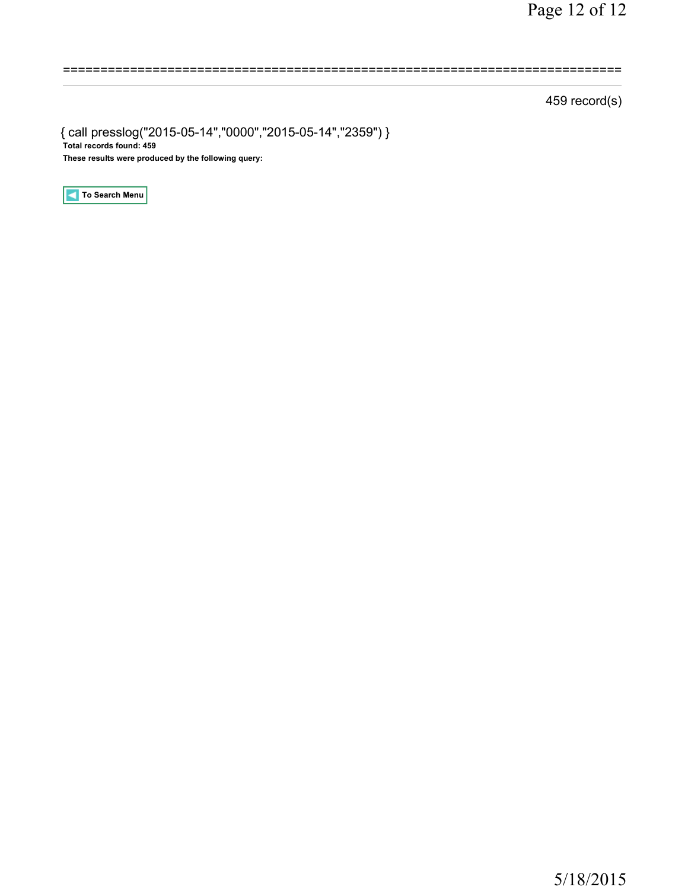==========================================================================

459 record(s)

{ call presslog("2015-05-14","0000","2015-05-14","2359") }

**Total records found: 459**

**These results were produced by the following query:**

**To Search Menu**